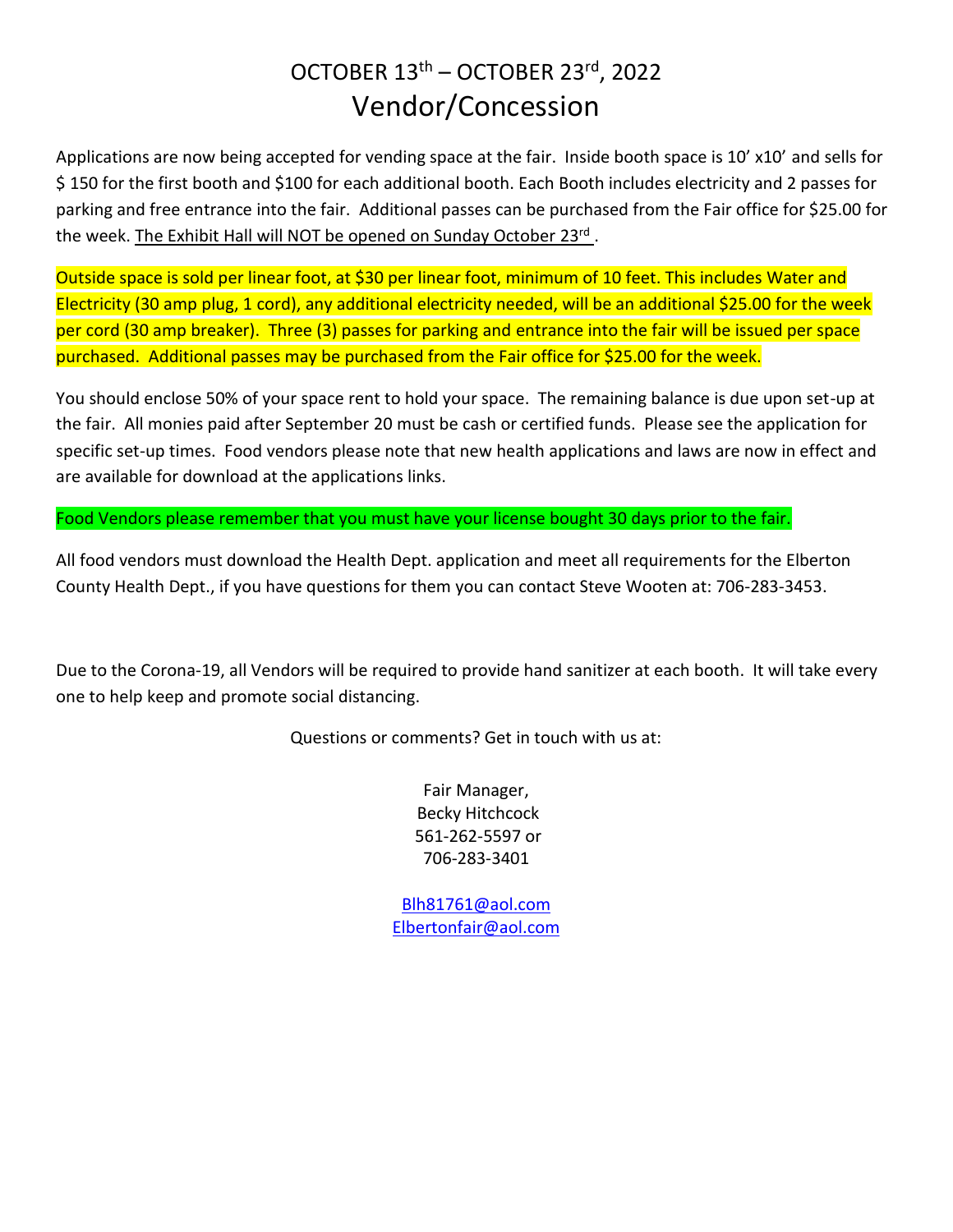# OCTOBER 13th – OCTOBER 23rd, 2022

## Vendor/Concession

Applications are now being accepted for vending space at the fair. Inside booth space is 10' x10' and sells for $ 150 for the first booth and $100 for each additional booth. Each Booth includes electricity and 2 passes for parking and free entrance into the fair. Additional passes can be purchased from the Fair office for $25.00 for the week. The Exhibit Hall will NOT be opened on Sunday October 23rd .

Outside space is sold per linear foot, at $30 per linear foot, minimum of 10 feet. This includes Water and Electricity (30 amp plug, 1 cord), any additional electricity needed, will be an additional $25.00 for the week per cord (30 amp breaker). Three (3) passes for parking and entrance into the fair will be issued per space purchased. Additional passes may be purchased from the Fair office for $25.00 for the week.

You should enclose 50% of your space rent to hold your space. The remaining balance is due upon set-up at the fair. All monies paid after September 20 must be cash or certified funds. Please see the application for specific set-up times. Food vendors please note that new health applications and laws are now in effect and are available for download at the applications links.

Food Vendors please remember that you must have your license bought 30 days prior to the fair.

All food vendors must download the Health Dept. application and meet all requirements for the Elberton County Health Dept., if you have questions for them you can contact Steve Wooten at: 706-283-3453.

Due to the Corona-19, all Vendors will be required to provide hand sanitizer at each booth. It will take every one to help keep and promote social distancing.

Questions or comments? Get in touch with us at:

Fair Manager,
Becky Hitchcock
561-262-5597 or
706-283-3401

Blh81761@aol.com
Elbertonfair@aol.com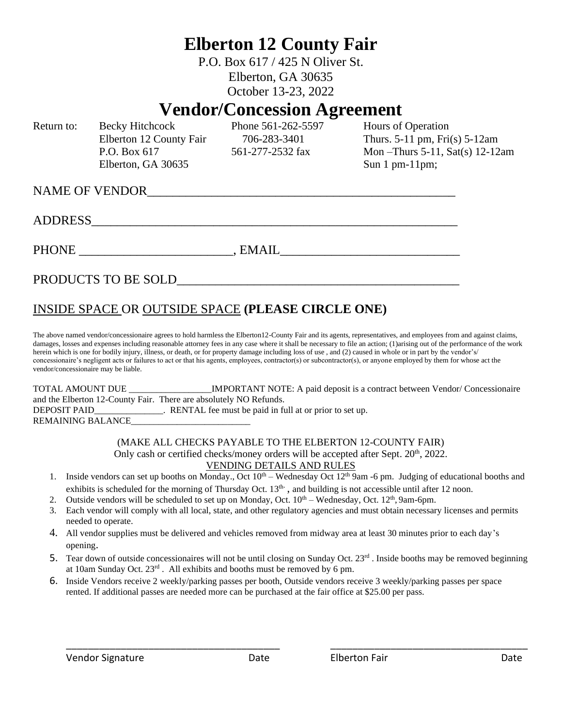# Elberton 12 County Fair

P.O. Box 617 / 425 N Oliver St.
Elberton, GA 30635
October 13-23, 2022

# Vendor/Concession Agreement

| | | | |
|---|---|---|---|
| Return to: | Becky Hitchcock | Phone 561-262-5597 | Hours of Operation |
| | Elberton 12 County Fair | 706-283-3401 | Thurs. 5-11 pm, Fri(s) 5-12am |
| | P.O. Box 617 | 561-277-2532 fax | Mon –Thurs 5-11, Sat(s) 12-12am |
| | Elberton, GA 30635 | | Sun 1 pm-11pm; |

NAME OF VENDOR_______________________________________________

ADDRESS_______________________________________________________

PHONE ________________________, EMAIL____________________________

PRODUCTS TO BE SOLD____________________________________________

INSIDE SPACE OR OUTSIDE SPACE **(PLEASE CIRCLE ONE)**

The above named vendor/concessionaire agrees to hold harmless the Elberton12-County Fair and its agents, representatives, and employees from and against claims, damages, losses and expenses including reasonable attorney fees in any case where it shall be necessary to file an action; (1)arising out of the performance of the work herein which is one for bodily injury, illness, or death, or for property damage including loss of use , and (2) caused in whole or in part by the vendor's/ concessionaire's negligent acts or failures to act or that his agents, employees, contractor(s) or subcontractor(s), or anyone employed by them for whose act the vendor/concessionaire may be liable.

TOTAL AMOUNT DUE _________________IMPORTANT NOTE: A paid deposit is a contract between Vendor/ Concessionaire and the Elberton 12-County Fair. There are absolutely NO Refunds.
DEPOSIT PAID_______________. RENTAL fee must be paid in full at or prior to set up.
REMAINING BALANCE_________________________

(MAKE ALL CHECKS PAYABLE TO THE ELBERTON 12-COUNTY FAIR)
Only cash or certified checks/money orders will be accepted after Sept. 20th, 2022.

VENDING DETAILS AND RULES

1. Inside vendors can set up booths on Monday., Oct 10th – Wednesday Oct 12th 9am -6 pm. Judging of educational booths and exhibits is scheduled for the morning of Thursday Oct. 13th. , and building is not accessible until after 12 noon.
2. Outside vendors will be scheduled to set up on Monday, Oct. 10th – Wednesday, Oct. 12th, 9am-6pm.
3. Each vendor will comply with all local, state, and other regulatory agencies and must obtain necessary licenses and permits needed to operate.
4. All vendor supplies must be delivered and vehicles removed from midway area at least 30 minutes prior to each day's opening.
5. Tear down of outside concessionaires will not be until closing on Sunday Oct. 23rd . Inside booths may be removed beginning at 10am Sunday Oct. 23rd . All exhibits and booths must be removed by 6 pm.
6. Inside Vendors receive 2 weekly/parking passes per booth, Outside vendors receive 3 weekly/parking passes per space rented. If additional passes are needed more can be purchased at the fair office at $25.00 per pass.

_________________________________________ _____________________________________

Vendor Signature Date Elberton Fair Date